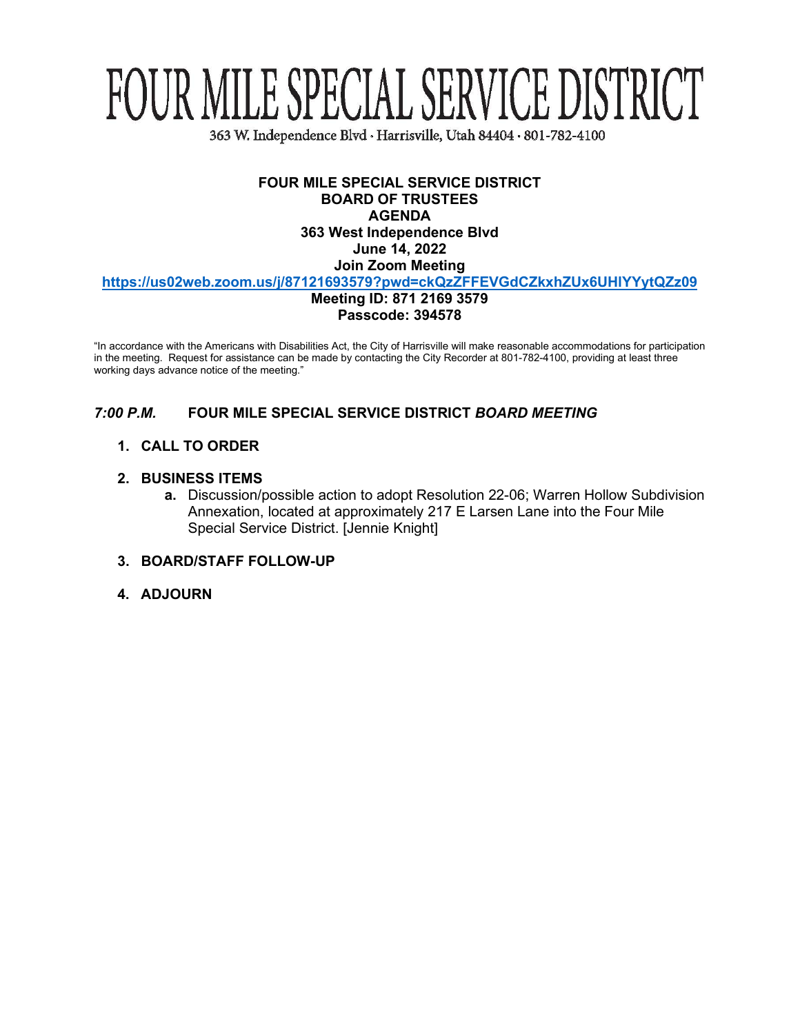# FOUR MILE SPECIAL SERVICE DISTRICT

363 W. Independence Blvd · Harrisville, Utah 84404 · 801-782-4100

**FOUR MILE SPECIAL SERVICE DISTRICT**
**BOARD OF TRUSTEES**
**AGENDA**
**363 West Independence Blvd**
**June 14, 2022**
**Join Zoom Meeting**
**https://us02web.zoom.us/j/87121693579?pwd=ckQzZFFEVGdCZkxhZUx6UHlYYytQZz09**
**Meeting ID: 871 2169 3579**
**Passcode: 394578**

"In accordance with the Americans with Disabilities Act, the City of Harrisville will make reasonable accommodations for participation in the meeting. Request for assistance can be made by contacting the City Recorder at 801-782-4100, providing at least three working days advance notice of the meeting."

***7:00 P.M.*** **FOUR MILE SPECIAL SERVICE DISTRICT *BOARD MEETING***

1. **CALL TO ORDER**

2. **BUSINESS ITEMS**
   - **a.** Discussion/possible action to adopt Resolution 22-06; Warren Hollow Subdivision Annexation, located at approximately 217 E Larsen Lane into the Four Mile Special Service District. [Jennie Knight]

3. **BOARD/STAFF FOLLOW-UP**

4. **ADJOURN**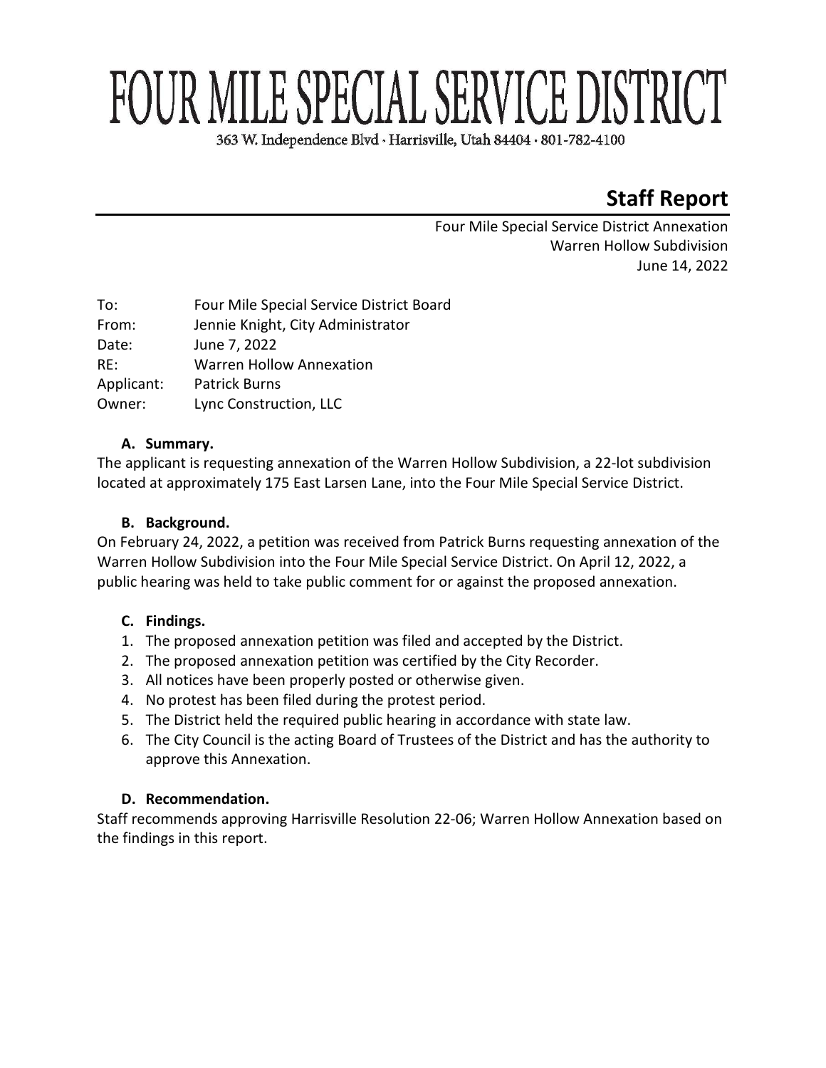# FOUR MILE SPECIAL SERVICE DISTRICT

363 W. Independence Blvd · Harrisville, Utah 84404 · 801-782-4100

## Staff Report

Four Mile Special Service District Annexation
Warren Hollow Subdivision
June 14, 2022

| | |
|---|---|
| To: | Four Mile Special Service District Board |
| From: | Jennie Knight, City Administrator |
| Date: | June 7, 2022 |
| RE: | Warren Hollow Annexation |
| Applicant: | Patrick Burns |
| Owner: | Lync Construction, LLC |

### A. Summary.

The applicant is requesting annexation of the Warren Hollow Subdivision, a 22-lot subdivision located at approximately 175 East Larsen Lane, into the Four Mile Special Service District.

### B. Background.

On February 24, 2022, a petition was received from Patrick Burns requesting annexation of the Warren Hollow Subdivision into the Four Mile Special Service District. On April 12, 2022, a public hearing was held to take public comment for or against the proposed annexation.

### C. Findings.

1. The proposed annexation petition was filed and accepted by the District.
2. The proposed annexation petition was certified by the City Recorder.
3. All notices have been properly posted or otherwise given.
4. No protest has been filed during the protest period.
5. The District held the required public hearing in accordance with state law.
6. The City Council is the acting Board of Trustees of the District and has the authority to approve this Annexation.

### D. Recommendation.

Staff recommends approving Harrisville Resolution 22-06; Warren Hollow Annexation based on the findings in this report.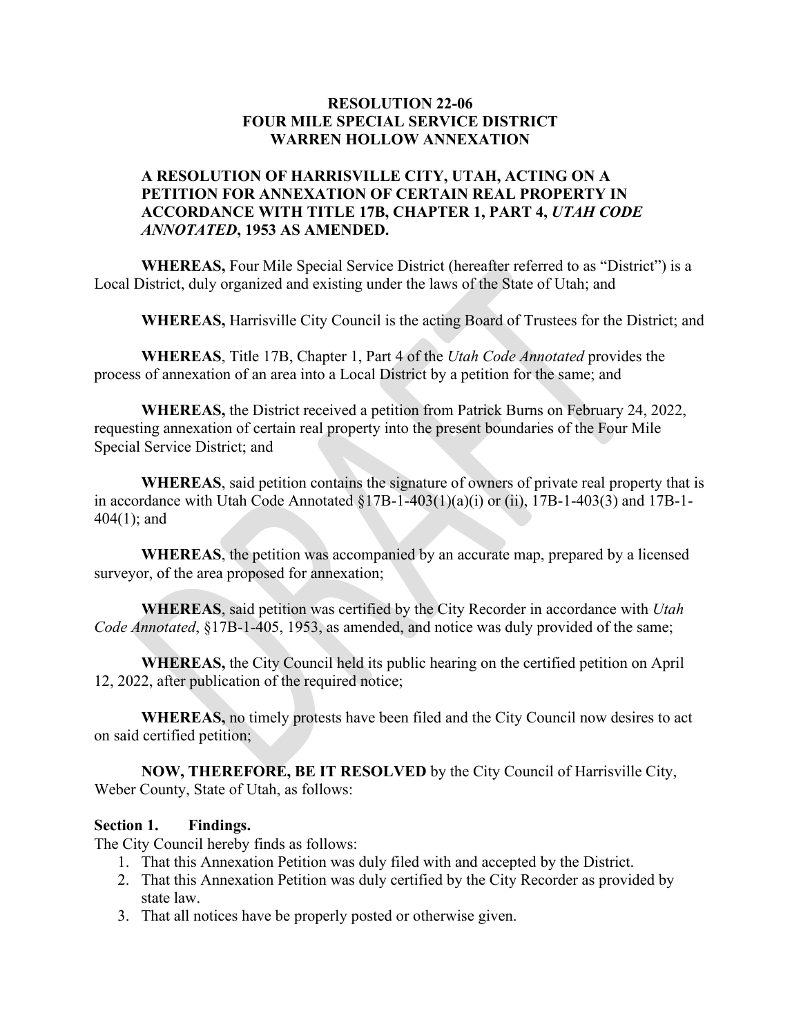**RESOLUTION 22-06**
**FOUR MILE SPECIAL SERVICE DISTRICT**
**WARREN HOLLOW ANNEXATION**

**A RESOLUTION OF HARRISVILLE CITY, UTAH, ACTING ON A PETITION FOR ANNEXATION OF CERTAIN REAL PROPERTY IN ACCORDANCE WITH TITLE 17B, CHAPTER 1, PART 4, *UTAH CODE ANNOTATED*, 1953 AS AMENDED.**

**WHEREAS,** Four Mile Special Service District (hereafter referred to as "District") is a Local District, duly organized and existing under the laws of the State of Utah; and

**WHEREAS,** Harrisville City Council is the acting Board of Trustees for the District; and

**WHEREAS**, Title 17B, Chapter 1, Part 4 of the *Utah Code Annotated* provides the process of annexation of an area into a Local District by a petition for the same; and

**WHEREAS,** the District received a petition from Patrick Burns on February 24, 2022, requesting annexation of certain real property into the present boundaries of the Four Mile Special Service District; and

**WHEREAS**, said petition contains the signature of owners of private real property that is in accordance with Utah Code Annotated §17B-1-403(1)(a)(i) or (ii), 17B-1-403(3) and 17B-1-404(1); and

**WHEREAS**, the petition was accompanied by an accurate map, prepared by a licensed surveyor, of the area proposed for annexation;

**WHEREAS**, said petition was certified by the City Recorder in accordance with *Utah Code Annotated*, §17B-1-405, 1953, as amended, and notice was duly provided of the same;

**WHEREAS,** the City Council held its public hearing on the certified petition on April 12, 2022, after publication of the required notice;

**WHEREAS,** no timely protests have been filed and the City Council now desires to act on said certified petition;

**NOW, THEREFORE, BE IT RESOLVED** by the City Council of Harrisville City, Weber County, State of Utah, as follows:

**Section 1. Findings.**
The City Council hereby finds as follows:

1. That this Annexation Petition was duly filed with and accepted by the District.
2. That this Annexation Petition was duly certified by the City Recorder as provided by state law.
3. That all notices have be properly posted or otherwise given.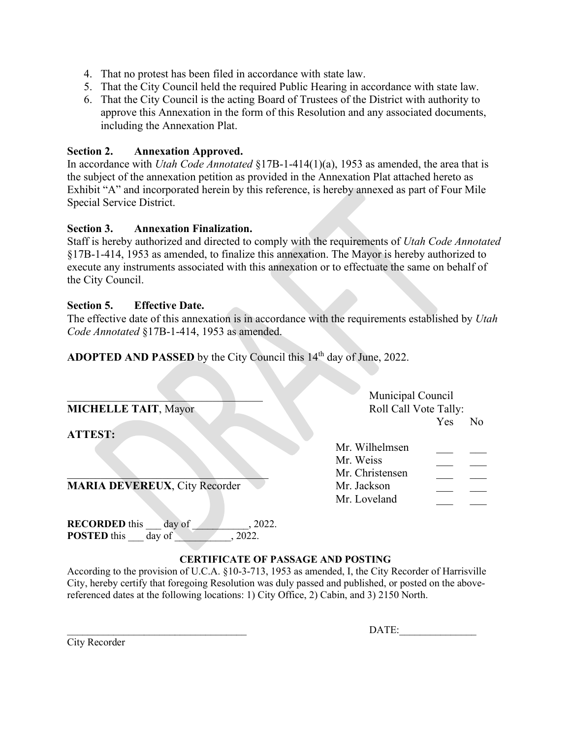4. That no protest has been filed in accordance with state law.
5. That the City Council held the required Public Hearing in accordance with state law.
6. That the City Council is the acting Board of Trustees of the District with authority to approve this Annexation in the form of this Resolution and any associated documents, including the Annexation Plat.

**Section 2. Annexation Approved.**
In accordance with *Utah Code Annotated* §17B-1-414(1)(a), 1953 as amended, the area that is the subject of the annexation petition as provided in the Annexation Plat attached hereto as Exhibit "A" and incorporated herein by this reference, is hereby annexed as part of Four Mile Special Service District.

**Section 3. Annexation Finalization.**
Staff is hereby authorized and directed to comply with the requirements of *Utah Code Annotated* §17B-1-414, 1953 as amended, to finalize this annexation. The Mayor is hereby authorized to execute any instruments associated with this annexation or to effectuate the same on behalf of the City Council.

**Section 5. Effective Date.**
The effective date of this annexation is in accordance with the requirements established by *Utah Code Annotated* §17B-1-414, 1953 as amended.

**ADOPTED AND PASSED** by the City Council this 14th day of June, 2022.

\_\_\_\_\_\_\_\_\_\_\_\_\_\_\_\_\_\_\_\_\_\_\_\_\_\_\_\_\_\_\_\_\_\_\_
**MICHELLE TAIT**, Mayor

**ATTEST:**

\_\_\_\_\_\_\_\_\_\_\_\_\_\_\_\_\_\_\_\_\_\_\_\_\_\_\_\_\_\_\_\_\_\_\_
**MARIA DEVEREUX**, City Recorder

Municipal Council
Roll Call Vote Tally:

| | Yes | No |
|---|---|---|
| Mr. Wilhelmsen | \_\_\_ | \_\_\_ |
| Mr. Weiss | \_\_\_ | \_\_\_ |
| Mr. Christensen | \_\_\_ | \_\_\_ |
| Mr. Jackson | \_\_\_ | \_\_\_ |
| Mr. Loveland | \_\_\_ | \_\_\_ |

**RECORDED** this \_\_\_ day of \_\_\_\_\_\_\_\_\_\_\_, 2022.
**POSTED** this \_\_\_ day of \_\_\_\_\_\_\_\_\_\_\_, 2022.

**CERTIFICATE OF PASSAGE AND POSTING**

According to the provision of U.C.A. §10-3-713, 1953 as amended, I, the City Recorder of Harrisville City, hereby certify that foregoing Resolution was duly passed and published, or posted on the above-referenced dates at the following locations: 1) City Office, 2) Cabin, and 3) 2150 North.

\_\_\_\_\_\_\_\_\_\_\_\_\_\_\_\_\_\_\_\_\_\_\_\_\_\_\_\_\_\_\_\_\_\_\_ DATE:\_\_\_\_\_\_\_\_\_\_\_\_\_\_\_
City Recorder